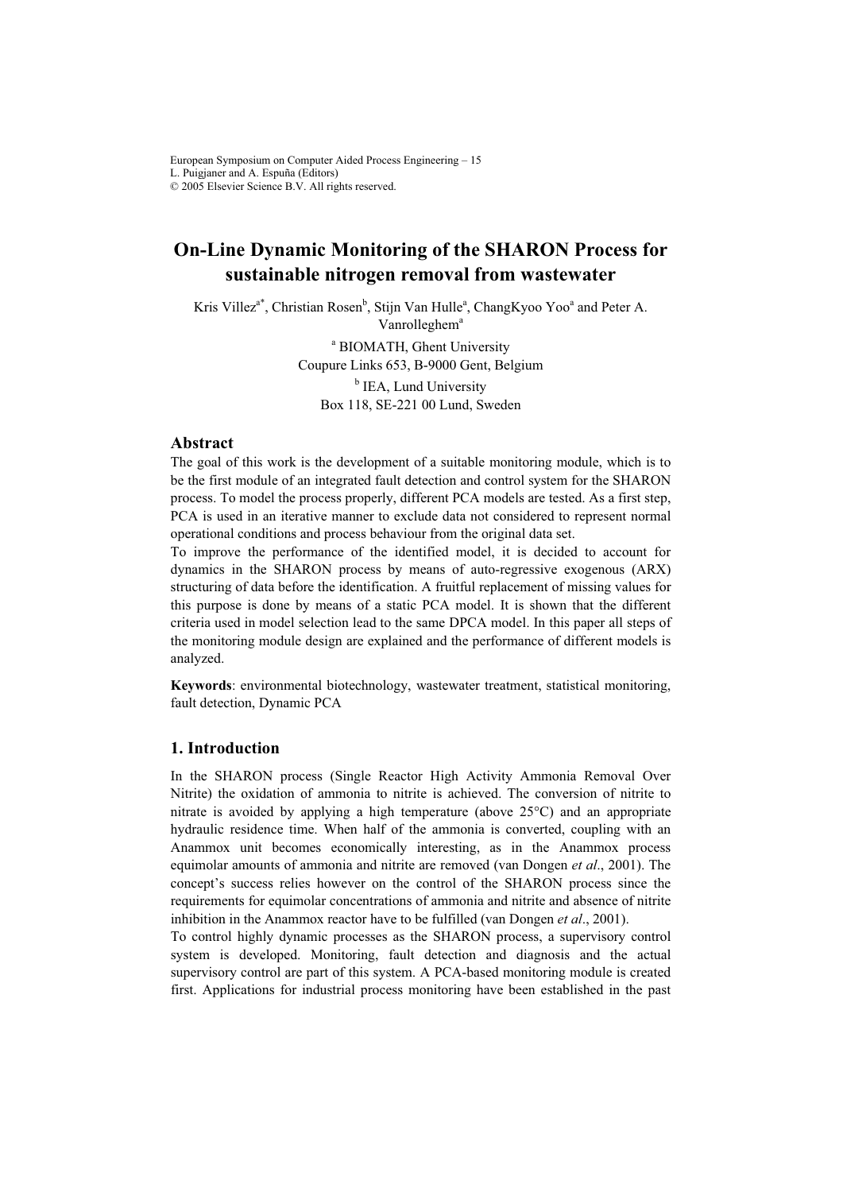# On-Line Dynamic Monitoring of the SHARON Process for sustainable nitrogen removal from wastewater

Kris Villez[a*], Christian Rosen[b], Stijn Van Hulle[a], ChangKyoo Yoo[a] and Peter A. Vanrolleghem[a]

[a] BIOMATH, Ghent University
Coupure Links 653, B-9000 Gent, Belgium

[b] IEA, Lund University
Box 118, SE-221 00 Lund, Sweden

## Abstract

The goal of this work is the development of a suitable monitoring module, which is to be the first module of an integrated fault detection and control system for the SHARON process. To model the process properly, different PCA models are tested. As a first step, PCA is used in an iterative manner to exclude data not considered to represent normal operational conditions and process behaviour from the original data set.

To improve the performance of the identified model, it is decided to account for dynamics in the SHARON process by means of auto-regressive exogenous (ARX) structuring of data before the identification. A fruitful replacement of missing values for this purpose is done by means of a static PCA model. It is shown that the different criteria used in model selection lead to the same DPCA model. In this paper all steps of the monitoring module design are explained and the performance of different models is analyzed.

**Keywords**: environmental biotechnology, wastewater treatment, statistical monitoring, fault detection, Dynamic PCA

## 1. Introduction

In the SHARON process (Single Reactor High Activity Ammonia Removal Over Nitrite) the oxidation of ammonia to nitrite is achieved. The conversion of nitrite to nitrate is avoided by applying a high temperature (above 25°C) and an appropriate hydraulic residence time. When half of the ammonia is converted, coupling with an Anammox unit becomes economically interesting, as in the Anammox process equimolar amounts of ammonia and nitrite are removed (van Dongen *et al*., 2001). The concept's success relies however on the control of the SHARON process since the requirements for equimolar concentrations of ammonia and nitrite and absence of nitrite inhibition in the Anammox reactor have to be fulfilled (van Dongen *et al*., 2001).

To control highly dynamic processes as the SHARON process, a supervisory control system is developed. Monitoring, fault detection and diagnosis and the actual supervisory control are part of this system. A PCA-based monitoring module is created first. Applications for industrial process monitoring have been established in the past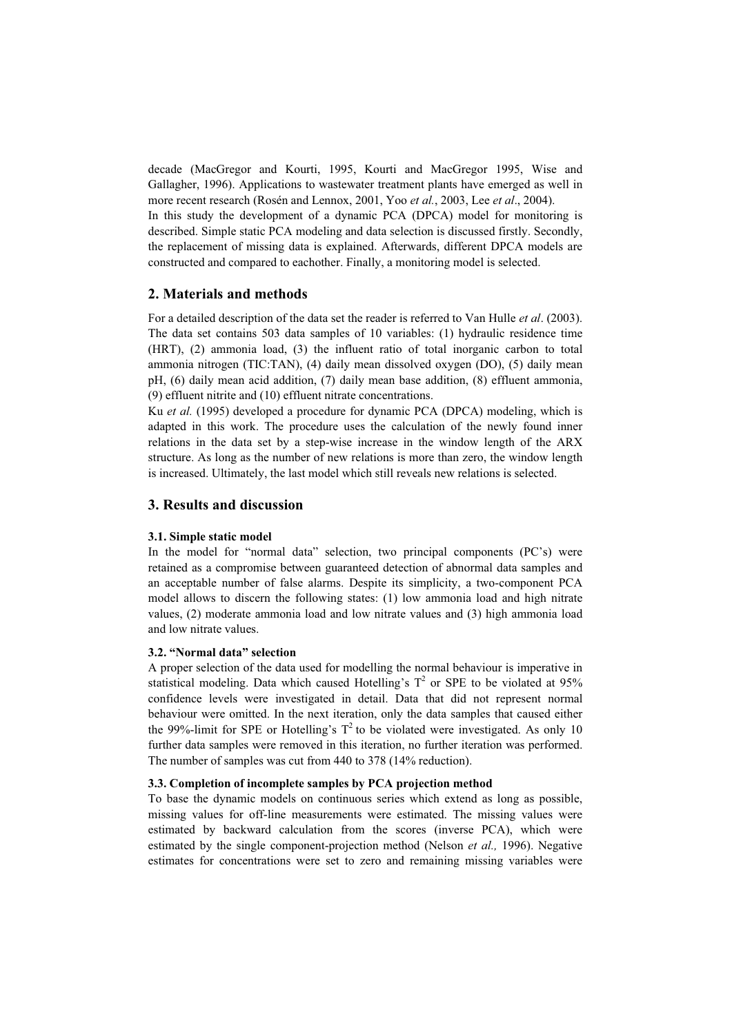decade (MacGregor and Kourti, 1995, Kourti and MacGregor 1995, Wise and Gallagher, 1996). Applications to wastewater treatment plants have emerged as well in more recent research (Rosén and Lennox, 2001, Yoo *et al.*, 2003, Lee *et al*., 2004).

In this study the development of a dynamic PCA (DPCA) model for monitoring is described. Simple static PCA modeling and data selection is discussed firstly. Secondly, the replacement of missing data is explained. Afterwards, different DPCA models are constructed and compared to eachother. Finally, a monitoring model is selected.

## 2. Materials and methods

For a detailed description of the data set the reader is referred to Van Hulle *et al*. (2003). The data set contains 503 data samples of 10 variables: (1) hydraulic residence time (HRT), (2) ammonia load, (3) the influent ratio of total inorganic carbon to total ammonia nitrogen (TIC:TAN), (4) daily mean dissolved oxygen (DO), (5) daily mean pH, (6) daily mean acid addition, (7) daily mean base addition, (8) effluent ammonia, (9) effluent nitrite and (10) effluent nitrate concentrations.

Ku *et al.* (1995) developed a procedure for dynamic PCA (DPCA) modeling, which is adapted in this work. The procedure uses the calculation of the newly found inner relations in the data set by a step-wise increase in the window length of the ARX structure. As long as the number of new relations is more than zero, the window length is increased. Ultimately, the last model which still reveals new relations is selected.

## 3. Results and discussion

### 3.1. Simple static model

In the model for "normal data" selection, two principal components (PC's) were retained as a compromise between guaranteed detection of abnormal data samples and an acceptable number of false alarms. Despite its simplicity, a two-component PCA model allows to discern the following states: (1) low ammonia load and high nitrate values, (2) moderate ammonia load and low nitrate values and (3) high ammonia load and low nitrate values.

### 3.2. "Normal data" selection

A proper selection of the data used for modelling the normal behaviour is imperative in statistical modeling. Data which caused Hotelling's $T^2$ or SPE to be violated at 95% confidence levels were investigated in detail. Data that did not represent normal behaviour were omitted. In the next iteration, only the data samples that caused either the 99%-limit for SPE or Hotelling's $T^2$ to be violated were investigated. As only 10 further data samples were removed in this iteration, no further iteration was performed. The number of samples was cut from 440 to 378 (14% reduction).

### 3.3. Completion of incomplete samples by PCA projection method

To base the dynamic models on continuous series which extend as long as possible, missing values for off-line measurements were estimated. The missing values were estimated by backward calculation from the scores (inverse PCA), which were estimated by the single component-projection method (Nelson *et al.,* 1996). Negative estimates for concentrations were set to zero and remaining missing variables were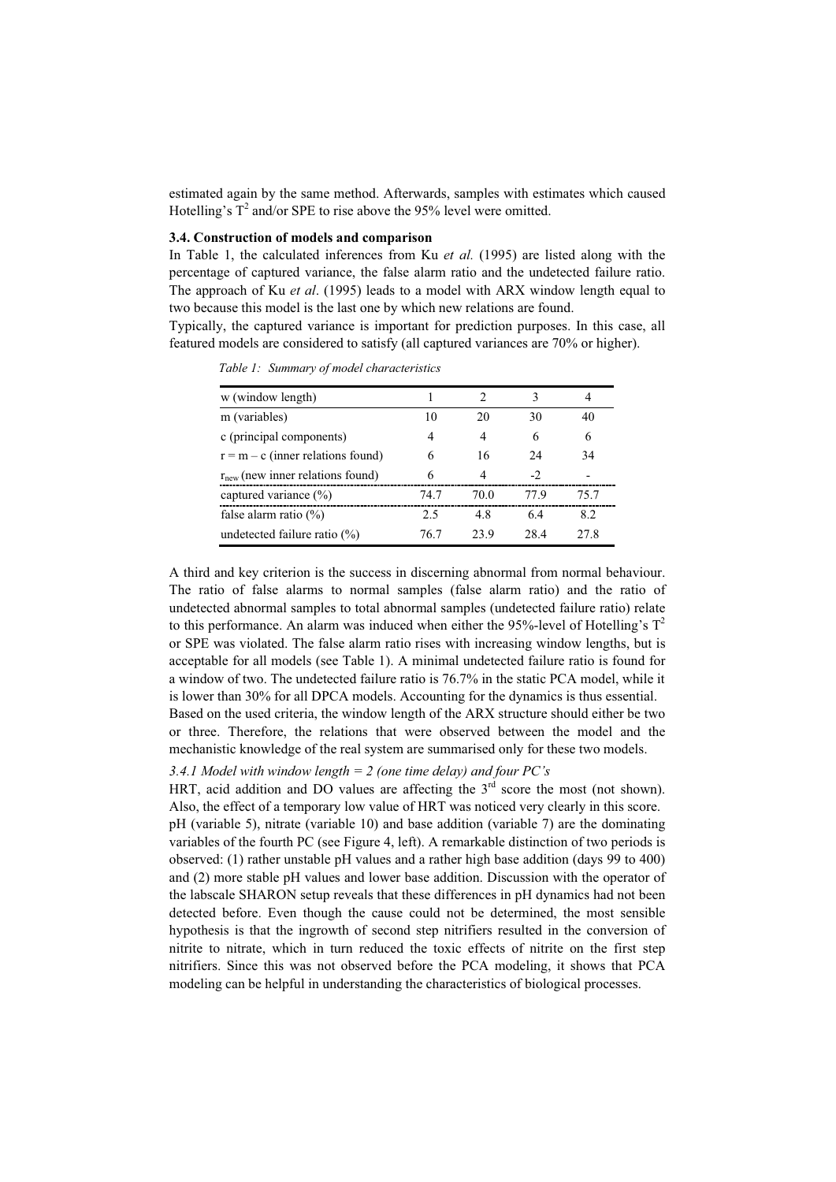estimated again by the same method. Afterwards, samples with estimates which caused Hotelling's $T^2$ and/or SPE to rise above the 95% level were omitted.

### 3.4. Construction of models and comparison

In Table 1, the calculated inferences from Ku *et al.* (1995) are listed along with the percentage of captured variance, the false alarm ratio and the undetected failure ratio. The approach of Ku *et al*. (1995) leads to a model with ARX window length equal to two because this model is the last one by which new relations are found.

Typically, the captured variance is important for prediction purposes. In this case, all featured models are considered to satisfy (all captured variances are 70% or higher).

*Table 1: Summary of model characteristics*

| w (window length) | 1 | 2 | 3 | 4 |
|---|---|---|---|---|
| m (variables) | 10 | 20 | 30 | 40 |
| c (principal components) | 4 | 4 | 6 | 6 |
| r = m – c (inner relations found) | 6 | 16 | 24 | 34 |
| $r_{new}$ (new inner relations found) | 6 | 4 | -2 | - |
| captured variance (%) | 74.7 | 70.0 | 77.9 | 75.7 |
| false alarm ratio (%) | 2.5 | 4.8 | 6.4 | 8.2 |
| undetected failure ratio (%) | 76.7 | 23.9 | 28.4 | 27.8 |

A third and key criterion is the success in discerning abnormal from normal behaviour. The ratio of false alarms to normal samples (false alarm ratio) and the ratio of undetected abnormal samples to total abnormal samples (undetected failure ratio) relate to this performance. An alarm was induced when either the 95%-level of Hotelling's $T^2$ or SPE was violated. The false alarm ratio rises with increasing window lengths, but is acceptable for all models (see Table 1). A minimal undetected failure ratio is found for a window of two. The undetected failure ratio is 76.7% in the static PCA model, while it is lower than 30% for all DPCA models. Accounting for the dynamics is thus essential.

Based on the used criteria, the window length of the ARX structure should either be two or three. Therefore, the relations that were observed between the model and the mechanistic knowledge of the real system are summarised only for these two models.

#### *3.4.1 Model with window length = 2 (one time delay) and four PC's*

HRT, acid addition and DO values are affecting the 3rd score the most (not shown). Also, the effect of a temporary low value of HRT was noticed very clearly in this score. pH (variable 5), nitrate (variable 10) and base addition (variable 7) are the dominating variables of the fourth PC (see Figure 4, left). A remarkable distinction of two periods is observed: (1) rather unstable pH values and a rather high base addition (days 99 to 400) and (2) more stable pH values and lower base addition. Discussion with the operator of the labscale SHARON setup reveals that these differences in pH dynamics had not been detected before. Even though the cause could not be determined, the most sensible hypothesis is that the ingrowth of second step nitrifiers resulted in the conversion of nitrite to nitrate, which in turn reduced the toxic effects of nitrite on the first step nitrifiers. Since this was not observed before the PCA modeling, it shows that PCA modeling can be helpful in understanding the characteristics of biological processes.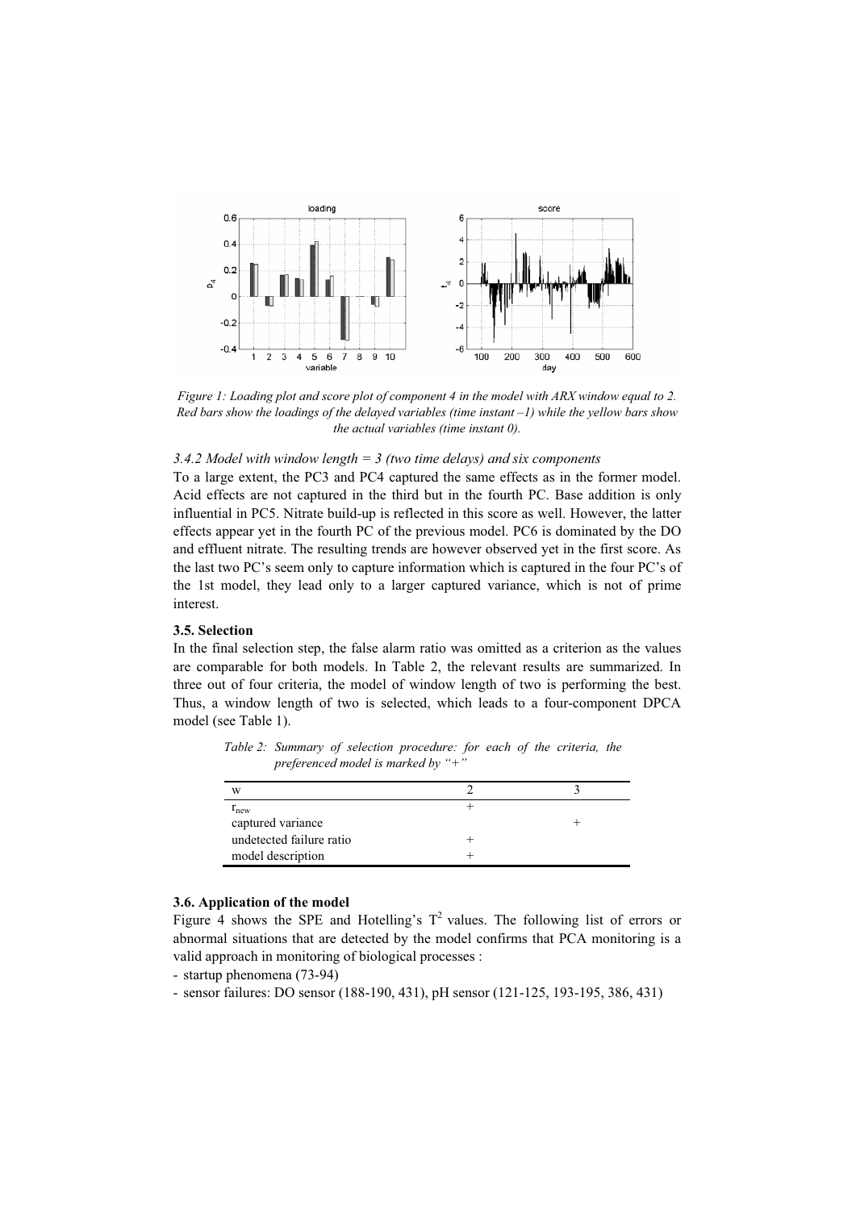*Figure 1: Loading plot and score plot of component 4 in the model with ARX window equal to 2. Red bars show the loadings of the delayed variables (time instant –1) while the yellow bars show the actual variables (time instant 0).*

### *3.4.2 Model with window length = 3 (two time delays) and six components*

To a large extent, the PC3 and PC4 captured the same effects as in the former model. Acid effects are not captured in the third but in the fourth PC. Base addition is only influential in PC5. Nitrate build-up is reflected in this score as well. However, the latter effects appear yet in the fourth PC of the previous model. PC6 is dominated by the DO and effluent nitrate. The resulting trends are however observed yet in the first score. As the last two PC's seem only to capture information which is captured in the four PC's of the 1st model, they lead only to a larger captured variance, which is not of prime interest.

### **3.5. Selection**

In the final selection step, the false alarm ratio was omitted as a criterion as the values are comparable for both models. In Table 2, the relevant results are summarized. In three out of four criteria, the model of window length of two is performing the best. Thus, a window length of two is selected, which leads to a four-component DPCA model (see Table 1).

*Table 2: Summary of selection procedure: for each of the criteria, the preferenced model is marked by "+"*

| w | 2 | 3 |
|---|---|---|
| $r_{new}$ | + | |
| captured variance | | + |
| undetected failure ratio | + | |
| model description | + | |

### **3.6. Application of the model**

Figure 4 shows the SPE and Hotelling's $T^2$ values. The following list of errors or abnormal situations that are detected by the model confirms that PCA monitoring is a valid approach in monitoring of biological processes :

- startup phenomena (73-94)
- sensor failures: DO sensor (188-190, 431), pH sensor (121-125, 193-195, 386, 431)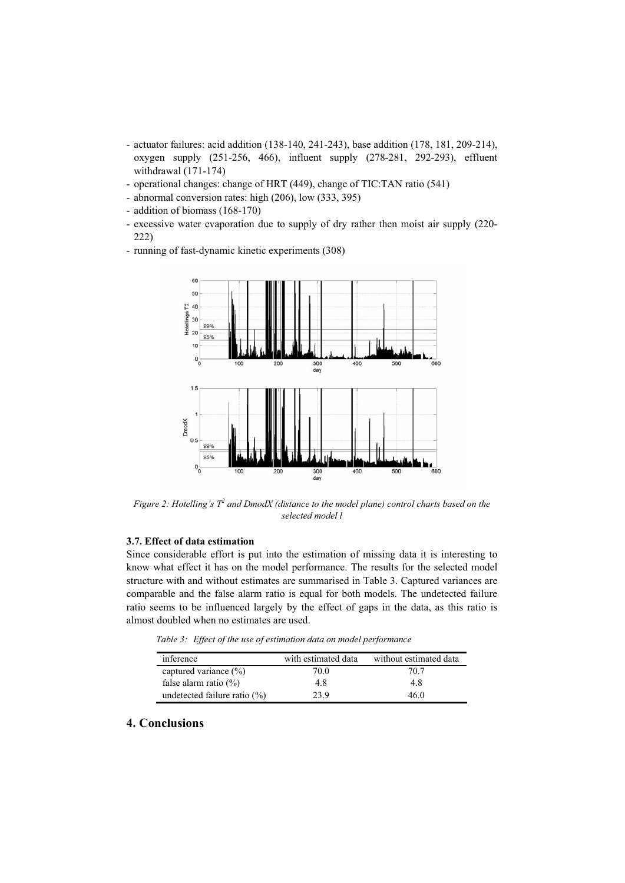- actuator failures: acid addition (138-140, 241-243), base addition (178, 181, 209-214), oxygen supply (251-256, 466), influent supply (278-281, 292-293), effluent withdrawal (171-174)
- operational changes: change of HRT (449), change of TIC:TAN ratio (541)
- abnormal conversion rates: high (206), low (333, 395)
- addition of biomass (168-170)
- excessive water evaporation due to supply of dry rather then moist air supply (220-222)
- running of fast-dynamic kinetic experiments (308)

*Figure 2: Hotelling's $T^2$ and DmodX (distance to the model plane) control charts based on the selected model l*

### 3.7. Effect of data estimation

Since considerable effort is put into the estimation of missing data it is interesting to know what effect it has on the model performance. The results for the selected model structure with and without estimates are summarised in Table 3. Captured variances are comparable and the false alarm ratio is equal for both models. The undetected failure ratio seems to be influenced largely by the effect of gaps in the data, as this ratio is almost doubled when no estimates are used.

*Table 3: Effect of the use of estimation data on model performance*

| inference | with estimated data | without estimated data |
|---|---|---|
| captured variance (%) | 70.0 | 70.7 |
| false alarm ratio (%) | 4.8 | 4.8 |
| undetected failure ratio (%) | 23.9 | 46.0 |

## 4. Conclusions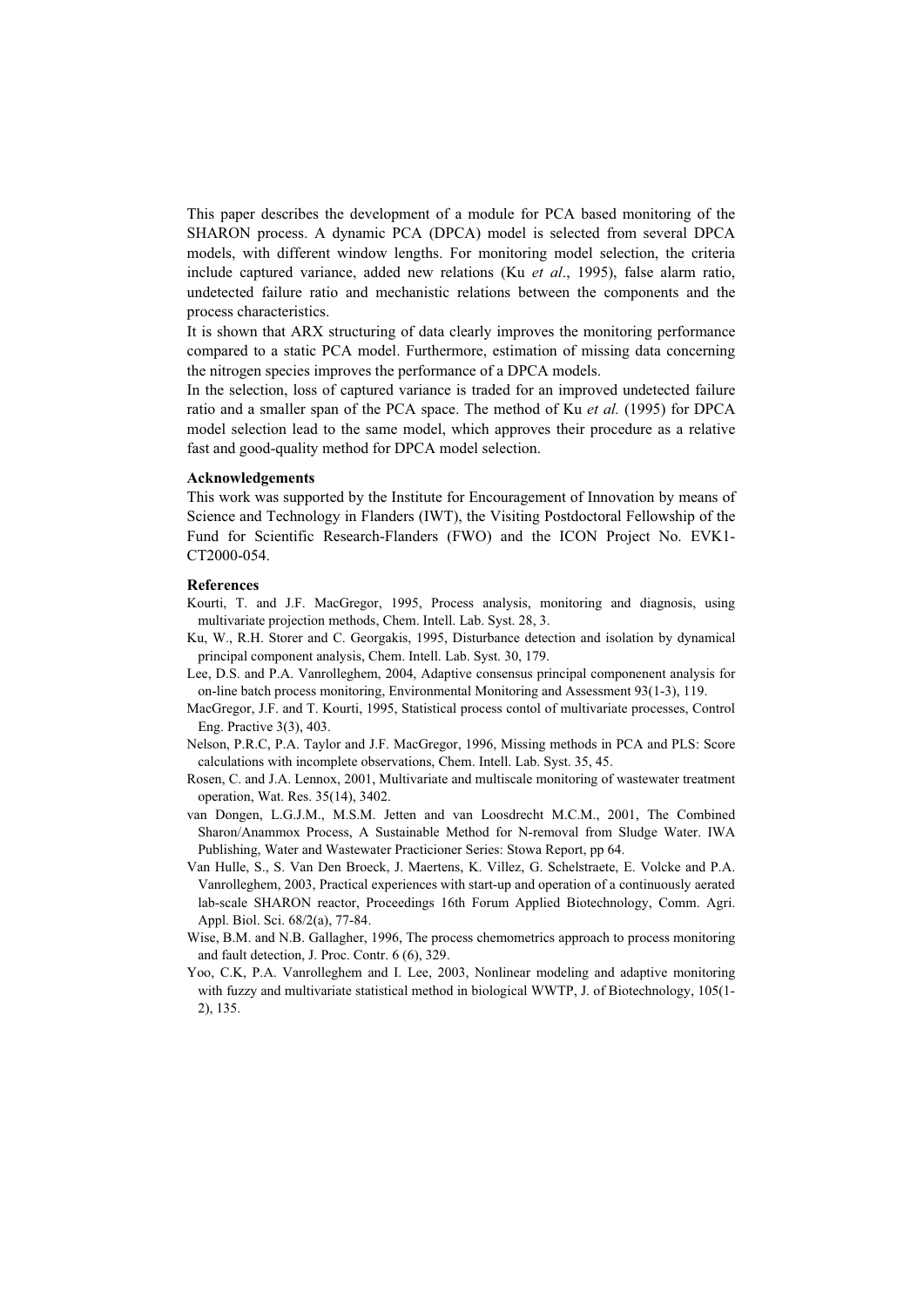This paper describes the development of a module for PCA based monitoring of the SHARON process. A dynamic PCA (DPCA) model is selected from several DPCA models, with different window lengths. For monitoring model selection, the criteria include captured variance, added new relations (Ku *et al*., 1995), false alarm ratio, undetected failure ratio and mechanistic relations between the components and the process characteristics.

It is shown that ARX structuring of data clearly improves the monitoring performance compared to a static PCA model. Furthermore, estimation of missing data concerning the nitrogen species improves the performance of a DPCA models.

In the selection, loss of captured variance is traded for an improved undetected failure ratio and a smaller span of the PCA space. The method of Ku *et al.* (1995) for DPCA model selection lead to the same model, which approves their procedure as a relative fast and good-quality method for DPCA model selection.

### Acknowledgements

This work was supported by the Institute for Encouragement of Innovation by means of Science and Technology in Flanders (IWT), the Visiting Postdoctoral Fellowship of the Fund for Scientific Research-Flanders (FWO) and the ICON Project No. EVK1-CT2000-054.

### References

Kourti, T. and J.F. MacGregor, 1995, Process analysis, monitoring and diagnosis, using multivariate projection methods, Chem. Intell. Lab. Syst. 28, 3.

Ku, W., R.H. Storer and C. Georgakis, 1995, Disturbance detection and isolation by dynamical principal component analysis, Chem. Intell. Lab. Syst. 30, 179.

Lee, D.S. and P.A. Vanrolleghem, 2004, Adaptive consensus principal componenent analysis for on-line batch process monitoring, Environmental Monitoring and Assessment 93(1-3), 119.

MacGregor, J.F. and T. Kourti, 1995, Statistical process contol of multivariate processes, Control Eng. Practive 3(3), 403.

Nelson, P.R.C, P.A. Taylor and J.F. MacGregor, 1996, Missing methods in PCA and PLS: Score calculations with incomplete observations, Chem. Intell. Lab. Syst. 35, 45.

Rosen, C. and J.A. Lennox, 2001, Multivariate and multiscale monitoring of wastewater treatment operation, Wat. Res. 35(14), 3402.

van Dongen, L.G.J.M., M.S.M. Jetten and van Loosdrecht M.C.M., 2001, The Combined Sharon/Anammox Process, A Sustainable Method for N-removal from Sludge Water. IWA Publishing, Water and Wastewater Practicioner Series: Stowa Report, pp 64.

Van Hulle, S., S. Van Den Broeck, J. Maertens, K. Villez, G. Schelstraete, E. Volcke and P.A. Vanrolleghem, 2003, Practical experiences with start-up and operation of a continuously aerated lab-scale SHARON reactor, Proceedings 16th Forum Applied Biotechnology, Comm. Agri. Appl. Biol. Sci. 68/2(a), 77-84.

Wise, B.M. and N.B. Gallagher, 1996, The process chemometrics approach to process monitoring and fault detection, J. Proc. Contr. 6 (6), 329.

Yoo, C.K, P.A. Vanrolleghem and I. Lee, 2003, Nonlinear modeling and adaptive monitoring with fuzzy and multivariate statistical method in biological WWTP, J. of Biotechnology, 105(1-2), 135.